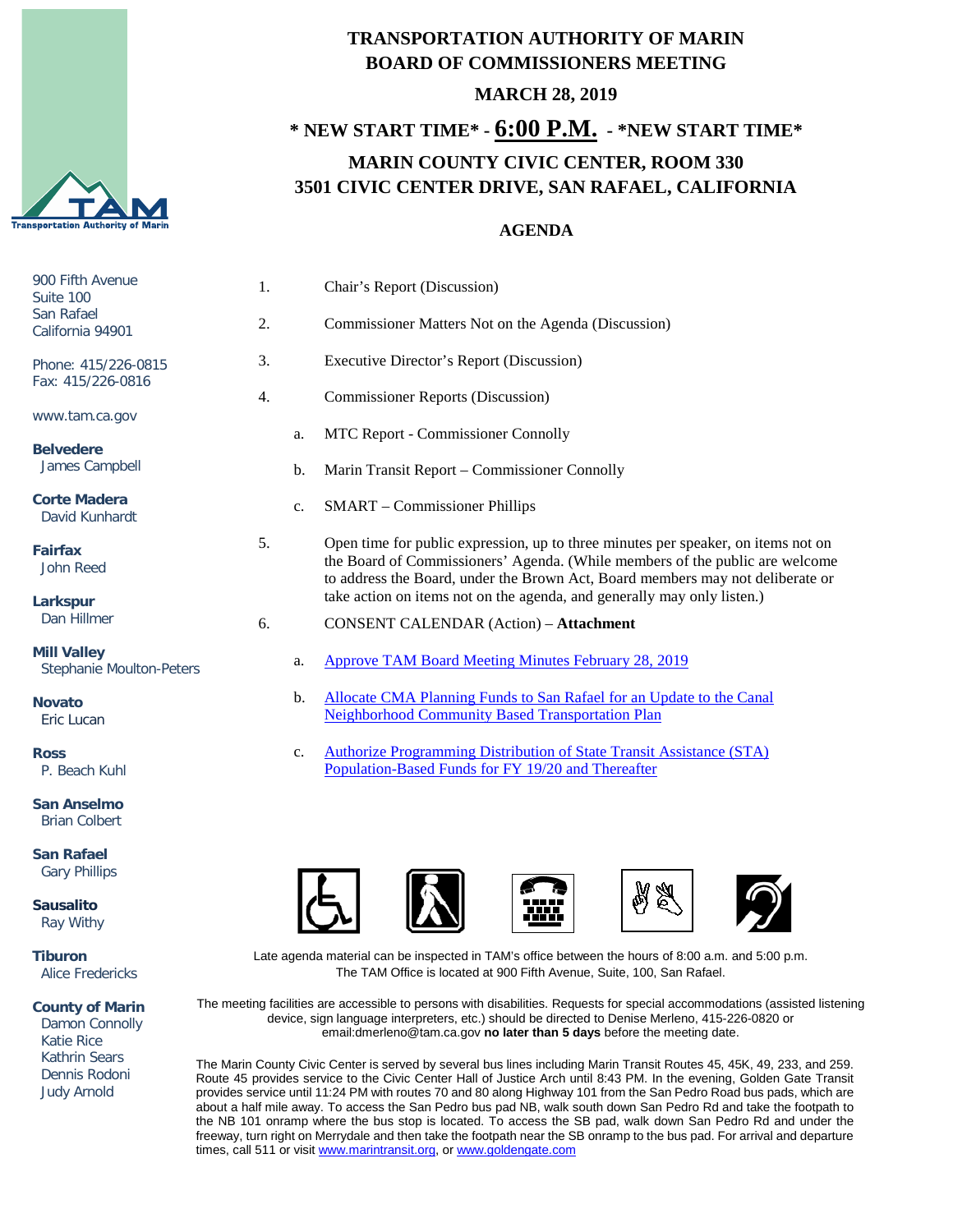# TRANSPORTATION AUTHORITY OF MARIN
# BOARD OF COMMISSIONERS MEETING

## MARCH 28, 2019

## * NEW START TIME* - 6:00 P.M. - *NEW START TIME*

## MARIN COUNTY CIVIC CENTER, ROOM 330
## 3501 CIVIC CENTER DRIVE, SAN RAFAEL, CALIFORNIA

### AGENDA

900 Fifth Avenue
Suite 100
San Rafael
California 94901

Phone: 415/226-0815
Fax: 415/226-0816

www.tam.ca.gov

**Belvedere**
James Campbell

**Corte Madera**
David Kunhardt

**Fairfax**
John Reed

**Larkspur**
Dan Hillmer

**Mill Valley**
Stephanie Moulton-Peters

**Novato**
Eric Lucan

**Ross**
P. Beach Kuhl

**San Anselmo**
Brian Colbert

**San Rafael**
Gary Phillips

**Sausalito**
Ray Withy

**Tiburon**
Alice Fredericks

**County of Marin**
Damon Connolly
Katie Rice
Kathrin Sears
Dennis Rodoni
Judy Arnold

1. Chair's Report (Discussion)

2. Commissioner Matters Not on the Agenda (Discussion)

3. Executive Director's Report (Discussion)

4. Commissioner Reports (Discussion)

   a. MTC Report - Commissioner Connolly

   b. Marin Transit Report – Commissioner Connolly

   c. SMART – Commissioner Phillips

5. Open time for public expression, up to three minutes per speaker, on items not on the Board of Commissioners' Agenda. (While members of the public are welcome to address the Board, under the Brown Act, Board members may not deliberate or take action on items not on the agenda, and generally may only listen.)

6. CONSENT CALENDAR (Action) – **Attachment**

   a. Approve TAM Board Meeting Minutes February 28, 2019

   b. Allocate CMA Planning Funds to San Rafael for an Update to the Canal Neighborhood Community Based Transportation Plan

   c. Authorize Programming Distribution of State Transit Assistance (STA) Population-Based Funds for FY 19/20 and Thereafter

Late agenda material can be inspected in TAM's office between the hours of 8:00 a.m. and 5:00 p.m. The TAM Office is located at 900 Fifth Avenue, Suite, 100, San Rafael.

The meeting facilities are accessible to persons with disabilities. Requests for special accommodations (assisted listening device, sign language interpreters, etc.) should be directed to Denise Merleno, 415-226-0820 or email:dmerleno@tam.ca.gov **no later than 5 days** before the meeting date.

The Marin County Civic Center is served by several bus lines including Marin Transit Routes 45, 45K, 49, 233, and 259. Route 45 provides service to the Civic Center Hall of Justice Arch until 8:43 PM. In the evening, Golden Gate Transit provides service until 11:24 PM with routes 70 and 80 along Highway 101 from the San Pedro Road bus pads, which are about a half mile away. To access the San Pedro bus pad NB, walk south down San Pedro Rd and take the footpath to the NB 101 onramp where the bus stop is located. To access the SB pad, walk down San Pedro Rd and under the freeway, turn right on Merrydale and then take the footpath near the SB onramp to the bus pad. For arrival and departure times, call 511 or visit www.marintransit.org, or www.goldengate.com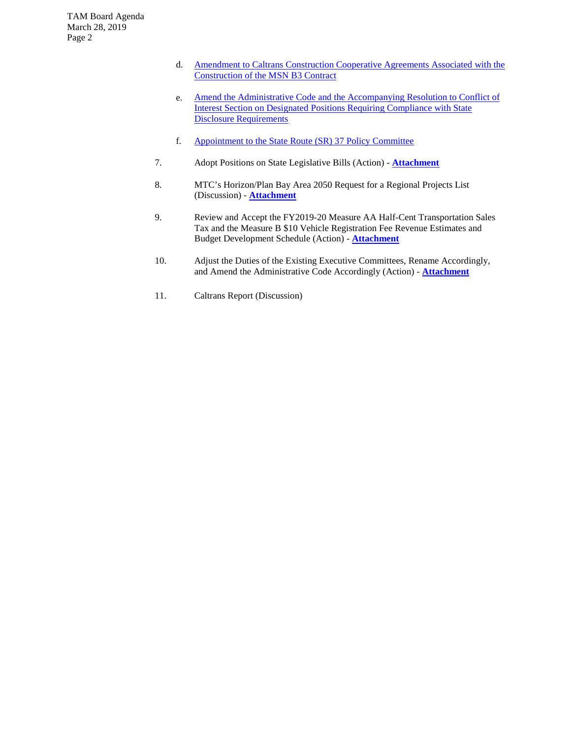d. Amendment to Caltrans Construction Cooperative Agreements Associated with the Construction of the MSN B3 Contract

e. Amend the Administrative Code and the Accompanying Resolution to Conflict of Interest Section on Designated Positions Requiring Compliance with State Disclosure Requirements

f. Appointment to the State Route (SR) 37 Policy Committee

7. Adopt Positions on State Legislative Bills (Action) - **Attachment**

8. MTC's Horizon/Plan Bay Area 2050 Request for a Regional Projects List (Discussion) - **Attachment**

9. Review and Accept the FY2019-20 Measure AA Half-Cent Transportation Sales Tax and the Measure B $10 Vehicle Registration Fee Revenue Estimates and Budget Development Schedule (Action) - **Attachment**

10. Adjust the Duties of the Existing Executive Committees, Rename Accordingly, and Amend the Administrative Code Accordingly (Action) - **Attachment**

11. Caltrans Report (Discussion)